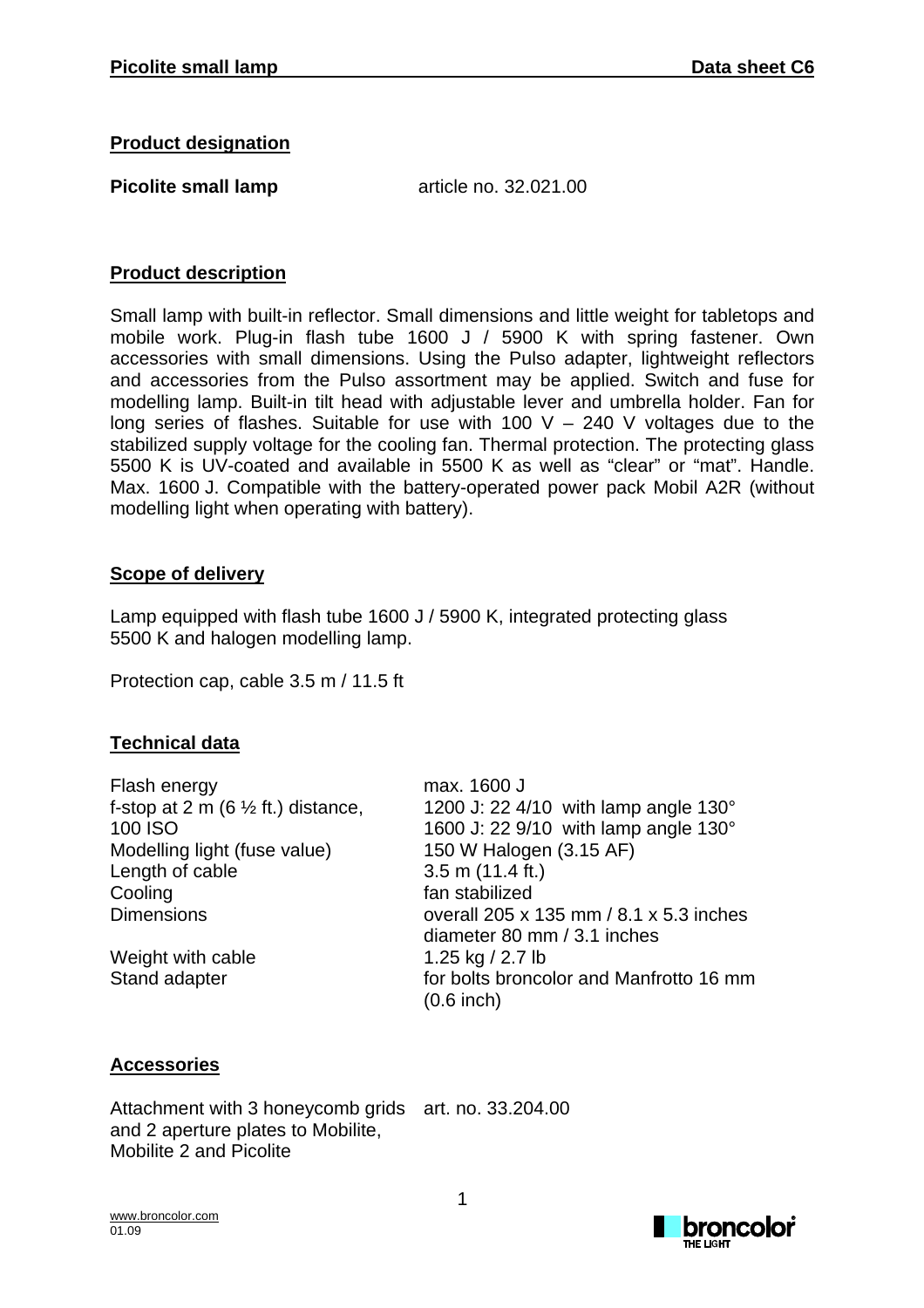## Product designation

**Picolite small lamp** article no. 32.021.00

## Product description

Small lamp with built-in reflector. Small dimensions and little weight for tabletops and mobile work. Plug-in flash tube 1600 J / 5900 K with spring fastener. Own accessories with small dimensions. Using the Pulso adapter, lightweight reflectors and accessories from the Pulso assortment may be applied. Switch and fuse for modelling lamp. Built-in tilt head with adjustable lever and umbrella holder. Fan for long series of flashes. Suitable for use with 100 V – 240 V voltages due to the stabilized supply voltage for the cooling fan. Thermal protection. The protecting glass 5500 K is UV-coated and available in 5500 K as well as "clear" or "mat". Handle. Max. 1600 J. Compatible with the battery-operated power pack Mobil A2R (without modelling light when operating with battery).

## Scope of delivery

Lamp equipped with flash tube 1600 J / 5900 K, integrated protecting glass 5500 K and halogen modelling lamp.

Protection cap, cable 3.5 m / 11.5 ft

## Technical data

| | |
|---|---|
| Flash energy | max. 1600 J |
| f-stop at 2 m (6 ½ ft.) distance, 100 ISO | 1200 J: 22 4/10 with lamp angle 130°<br>1600 J: 22 9/10 with lamp angle 130° |
| Modelling light (fuse value) | 150 W Halogen (3.15 AF) |
| Length of cable | 3.5 m (11.4 ft.) |
| Cooling | fan stabilized |
| Dimensions | overall 205 x 135 mm / 8.1 x 5.3 inches<br>diameter 80 mm / 3.1 inches |
| Weight with cable | 1.25 kg / 2.7 lb |
| Stand adapter | for bolts broncolor and Manfrotto 16 mm (0.6 inch) |

## Accessories

| | |
|---|---|
| Attachment with 3 honeycomb grids and 2 aperture plates to Mobilite, Mobilite 2 and Picolite | art. no. 33.204.00 |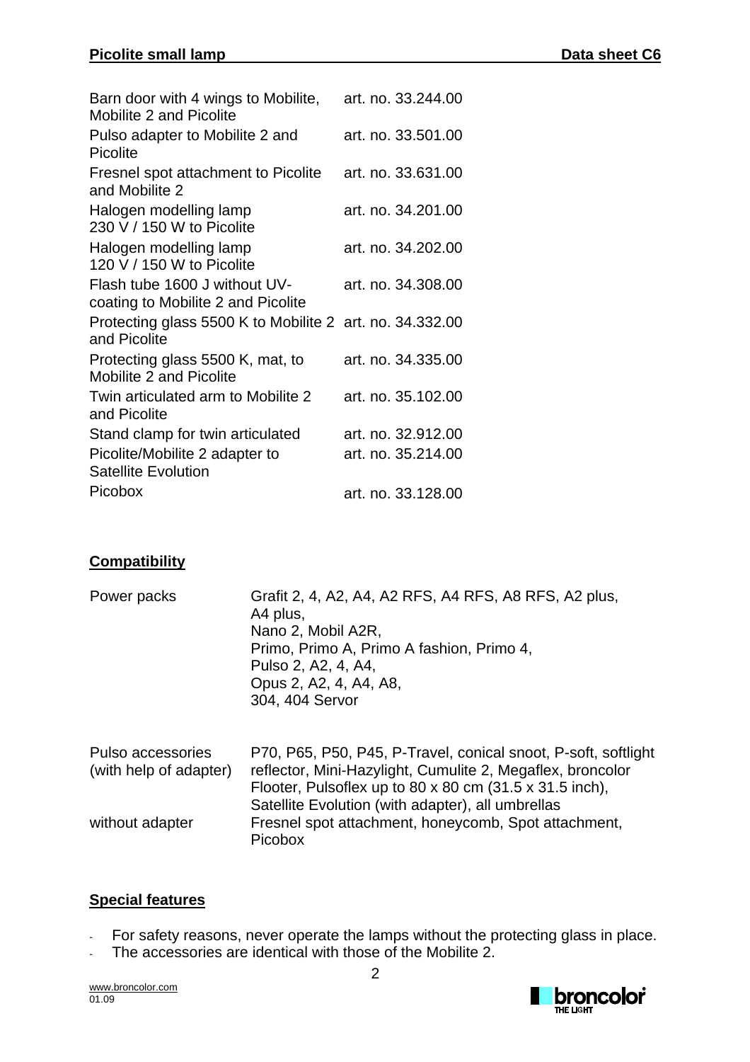| | |
|---|---|
| Barn door with 4 wings to Mobilite, Mobilite 2 and Picolite | art. no. 33.244.00 |
| Pulso adapter to Mobilite 2 and Picolite | art. no. 33.501.00 |
| Fresnel spot attachment to Picolite and Mobilite 2 | art. no. 33.631.00 |
| Halogen modelling lamp 230 V / 150 W to Picolite | art. no. 34.201.00 |
| Halogen modelling lamp 120 V / 150 W to Picolite | art. no. 34.202.00 |
| Flash tube 1600 J without UV-coating to Mobilite 2 and Picolite | art. no. 34.308.00 |
| Protecting glass 5500 K to Mobilite 2 and Picolite | art. no. 34.332.00 |
| Protecting glass 5500 K, mat, to Mobilite 2 and Picolite | art. no. 34.335.00 |
| Twin articulated arm to Mobilite 2 and Picolite | art. no. 35.102.00 |
| Stand clamp for twin articulated | art. no. 32.912.00 |
| Picolite/Mobilite 2 adapter to Satellite Evolution | art. no. 35.214.00 |
| Picobox | art. no. 33.128.00 |

## Compatibility

| | |
|---|---|
| Power packs | Grafit 2, 4, A2, A4, A2 RFS, A4 RFS, A8 RFS, A2 plus, A4 plus,<br>Nano 2, Mobil A2R,<br>Primo, Primo A, Primo A fashion, Primo 4,<br>Pulso 2, A2, 4, A4,<br>Opus 2, A2, 4, A4, A8,<br>304, 404 Servor |
| Pulso accessories (with help of adapter) | P70, P65, P50, P45, P-Travel, conical snoot, P-soft, softlight reflector, Mini-Hazylight, Cumulite 2, Megaflex, broncolor Flooter, Pulsoflex up to 80 x 80 cm (31.5 x 31.5 inch), Satellite Evolution (with adapter), all umbrellas |
| without adapter | Fresnel spot attachment, honeycomb, Spot attachment, Picobox |

## Special features

- For safety reasons, never operate the lamps without the protecting glass in place.
- The accessories are identical with those of the Mobilite 2.